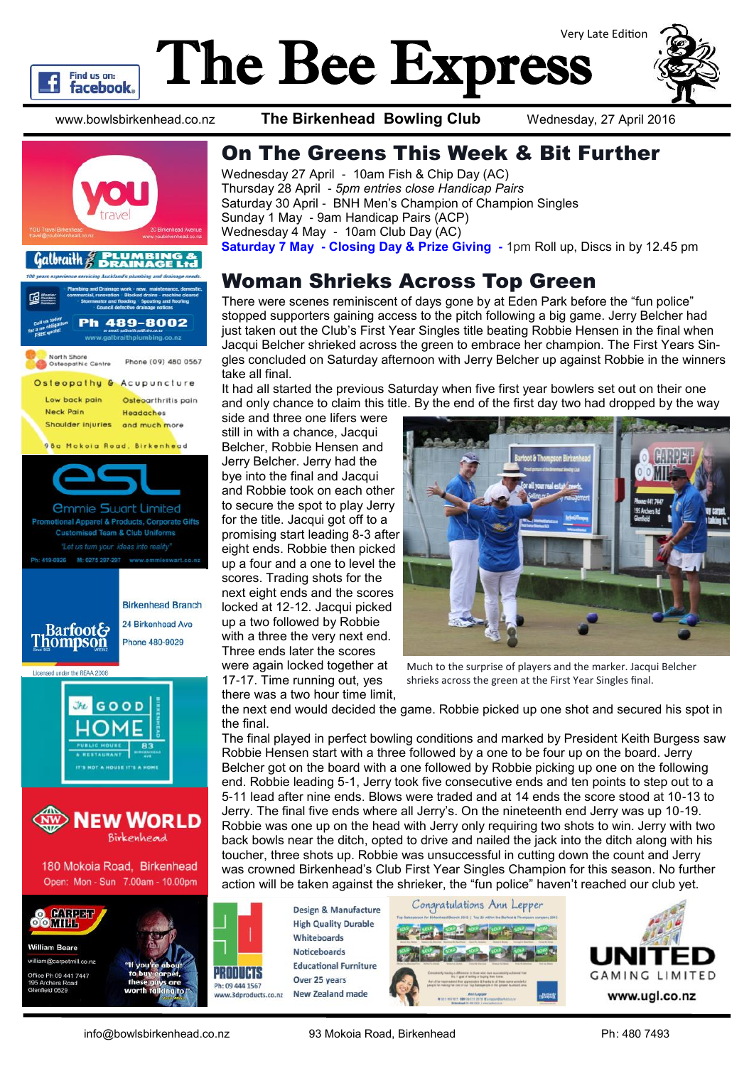# The Bee Express

Very Late Edition

www.bowlsbirkenhead.co.nz | **The Birkenhead Bowling Club** | Wednesday, 27 April 2016

## On The Greens This Week & Bit Further

Wednesday 27 April - 10am Fish & Chip Day (AC)
Thursday 28 April - *5pm entries close Handicap Pairs*
Saturday 30 April - BNH Men's Champion of Champion Singles
Sunday 1 May - 9am Handicap Pairs (ACP)
Wednesday 4 May - 10am Club Day (AC)
**Saturday 7 May - Closing Day & Prize Giving -** 1pm Roll up, Discs in by 12.45 pm

## Woman Shrieks Across Top Green

There were scenes reminiscent of days gone by at Eden Park before the "fun police" stopped supporters gaining access to the pitch following a big game. Jerry Belcher had just taken out the Club's First Year Singles title beating Robbie Hensen in the final when Jacqui Belcher shrieked across the green to embrace her champion. The First Years Singles concluded on Saturday afternoon with Jerry Belcher up against Robbie in the winners take all final.

It had all started the previous Saturday when five first year bowlers set out on their one and only chance to claim this title. By the end of the first day two had dropped by the way side and three one lifers were still in with a chance, Jacqui Belcher, Robbie Hensen and Jerry Belcher. Jerry had the bye into the final and Jacqui and Robbie took on each other to secure the spot to play Jerry for the title. Jacqui got off to a promising start leading 8-3 after eight ends. Robbie then picked up a four and a one to level the scores. Trading shots for the next eight ends and the scores locked at 12-12. Jacqui picked up a four followed by Robbie with a three the very next end. Three ends later the scores were again locked together at 17-17. Time running out, yes there was a two hour time limit, the next end would decided the game. Robbie picked up one shot and secured his spot in the final.

Much to the surprise of players and the marker. Jacqui Belcher shrieks across the green at the First Year Singles final.

The final played in perfect bowling conditions and marked by President Keith Burgess saw Robbie Hensen start with a three followed by a one to be four up on the board. Jerry Belcher got on the board with a one followed by Robbie picking up one on the following end. Robbie leading 5-1, Jerry took five consecutive ends and ten points to step out to a 5-11 lead after nine ends. Blows were traded and at 14 ends the score stood at 10-13 to Jerry. The final five ends where all Jerry's. On the nineteenth end Jerry was up 10-19. Robbie was one up on the head with Jerry only requiring two shots to win. Jerry with two back bowls near the ditch, opted to drive and nailed the jack into the ditch along with his toucher, three shots up. Robbie was unsuccessful in cutting down the count and Jerry was crowned Birkenhead's Club First Year Singles Champion for this season. No further action will be taken against the shrieker, the "fun police" haven't reached our club yet.

info@bowlsbirkenhead.co.nz | 93 Mokoia Road, Birkenhead | Ph: 480 7493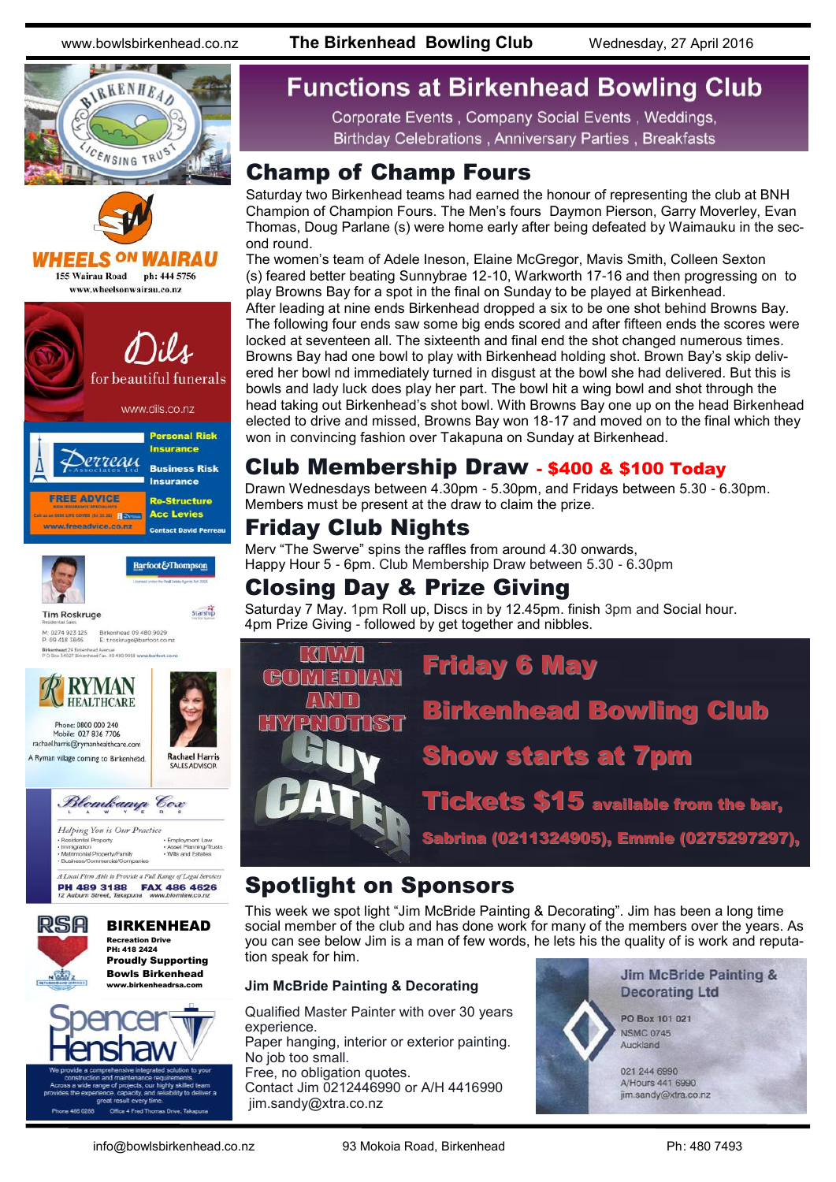# Functions at Birkenhead Bowling Club

Corporate Events , Company Social Events , Weddings, Birthday Celebrations , Anniversary Parties , Breakfasts

## Champ of Champ Fours

Saturday two Birkenhead teams had earned the honour of representing the club at BNH Champion of Champion Fours. The Men's fours Daymon Pierson, Garry Moverley, Evan Thomas, Doug Parlane (s) were home early after being defeated by Waimauku in the second round.

The women's team of Adele Ineson, Elaine McGregor, Mavis Smith, Colleen Sexton (s) feared better beating Sunnybrae 12-10, Warkworth 17-16 and then progressing on to play Browns Bay for a spot in the final on Sunday to be played at Birkenhead.

After leading at nine ends Birkenhead dropped a six to be one shot behind Browns Bay. The following four ends saw some big ends scored and after fifteen ends the scores were locked at seventeen all. The sixteenth and final end the shot changed numerous times. Browns Bay had one bowl to play with Birkenhead holding shot. Brown Bay's skip delivered her bowl nd immediately turned in disgust at the bowl she had delivered. But this is bowls and lady luck does play her part. The bowl hit a wing bowl and shot through the head taking out Birkenhead's shot bowl. With Browns Bay one up on the head Birkenhead elected to drive and missed, Browns Bay won 18-17 and moved on to the final which they won in convincing fashion over Takapuna on Sunday at Birkenhead.

## Club Membership Draw - $400 & $100 Today

Drawn Wednesdays between 4.30pm - 5.30pm, and Fridays between 5.30 - 6.30pm. Members must be present at the draw to claim the prize.

## Friday Club Nights

Merv "The Swerve" spins the raffles from around 4.30 onwards,
Happy Hour 5 - 6pm. Club Membership Draw between 5.30 - 6.30pm

## Closing Day & Prize Giving

Saturday 7 May. 1pm Roll up, Discs in by 12.45pm. finish 3pm and Social hour.
4pm Prize Giving - followed by get together and nibbles.

KIWI COMEDIAN AND HYPNOTIST GUY CATER

Friday 6 May

Birkenhead Bowling Club

Show starts at 7pm

Tickets $15 available from the bar,

Sabrina (0211324905), Emmie (0275297297),

## Spotlight on Sponsors

This week we spot light "Jim McBride Painting & Decorating". Jim has been a long time social member of the club and has done work for many of the members over the years. As you can see below Jim is a man of few words, he lets his the quality of is work and reputation speak for him.

### Jim McBride Painting & Decorating

Qualified Master Painter with over 30 years experience.
Paper hanging, interior or exterior painting.
No job too small.
Free, no obligation quotes.
Contact Jim 0212446990 or A/H 4416990
jim.sandy@xtra.co.nz

Jim McBride Painting & Decorating Ltd
PO Box 101 021
NSMC 0745
Auckland
021 244 6990
A/Hours 441 6990
jim.sandy@xtra.co.nz

---

Birkenhead Licensing Trust

WHEELS ON WAIRAU
155 Wairau Road ph: 444 5756
www.wheelsonwairau.co.nz

Dils for beautiful funerals
www.dils.co.nz

Perreau Associates Ltd
Personal Risk Insurance
Business Risk Insurance
Re-Structure Acc Levies
FREE ADVICE
www.freeadvice.co.nz
Contact David Perreau

Barfoot & Thompson
Tim Roskruge
Residential Sales
M: 0274 923 125 P: 09 418 3646
Birkenhead 09 480 9029
E: troskruge@barfoot.co.nz

RYMAN HEALTHCARE
Phone: 0800 000 240
Mobile: 027 836 7706
rachael.harris@rymanhealthcare.com
A Ryman village coming to Birkenhead.
Rachael Harris
SALES ADVISOR

Blomkamp Cox Lawyers
Helping You is Our Practice
- Residential Property
- Immigration
- Matrimonial Property/Family
- Business/Commercial/Companies
- Employment Law
- Asset Planning/Trusts
- Wills and Estates

A Local Firm Able to Provide a Full Range of Legal Services
PH 489 3188 FAX 486 4626
12 Auburn Street, Takapuna www.blomlaw.co.nz

RSA BIRKENHEAD
Recreation Drive
PH: 418 2424
Proudly Supporting Bowls Birkenhead
www.birkenheadrsa.com

Spencer Henshaw
We provide a comprehensive integrated solution to your construction and maintenance requirements. Across a wide range of projects, our highly skilled team provides the experience, capacity, and reliability to deliver a great result every time.
Phone 486 0288 Office 4 Fred Thomas Drive, Takapuna